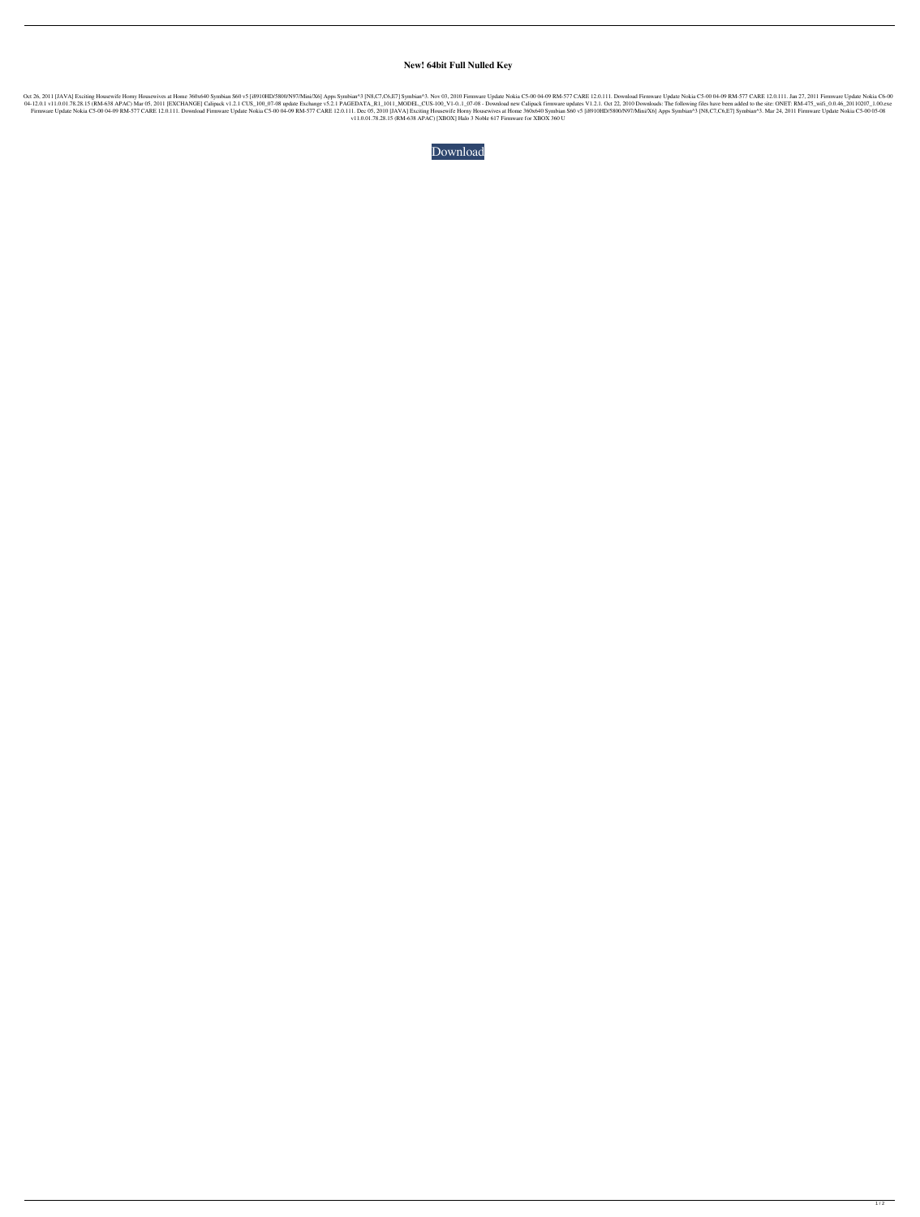# New! 64bit Full Nulled Key

Oct 26, 2011 [JAVA] Exciting Housewife Horny Housewives at Home 360x640 Symbian S60 v5 [i8910HD/5800/N97/Mini/X6] Apps Symbian^3 [N8,C7,C6,E7] Symbian^3. Nov 03, 2010 Firmware Update Nokia C5-00 04-09 RM-577 CARE 12.0.111. Download Firmware Update Nokia C5-00 04-09 RM-577 CARE 12.0.111. Jan 27, 2011 Firmware Update Nokia C6-00 04-12.0.1 v11.0.01.78.28.15 (RM-638 APAC) Mar 05, 2011 [EXCHANGE] Calipack v1.2.1 CUS_100_07-08 update Exchange v5.2.1 PAGEDATA_R1_1011_MODEL_CUS-100_V1-0..1_07-08 - Download new Calipack firmware updates V1.2.1. Oct 22, 2010 Downloads: The following files have been added to the site: ONET: RM-475_wifi_0.0.46_20110207_1.00.exe Firmware Update Nokia C5-00 04-09 RM-577 CARE 12.0.111. Download Firmware Update Nokia C5-00 04-09 RM-577 CARE 12.0.111. Dec 05, 2010 [JAVA] Exciting Housewife Horny Housewives at Home 360x640 Symbian S60 v5 [i8910HD/5800/N97/Mini/X6] Apps Symbian^3 [N8,C7,C6,E7] Symbian^3. Mar 24, 2011 Firmware Update Nokia C5-00 05-08 v11.0.01.78.28.15 (RM-638 APAC) [XBOX] Halo 3 Noble 617 Firmware for XBOX 360 U

Download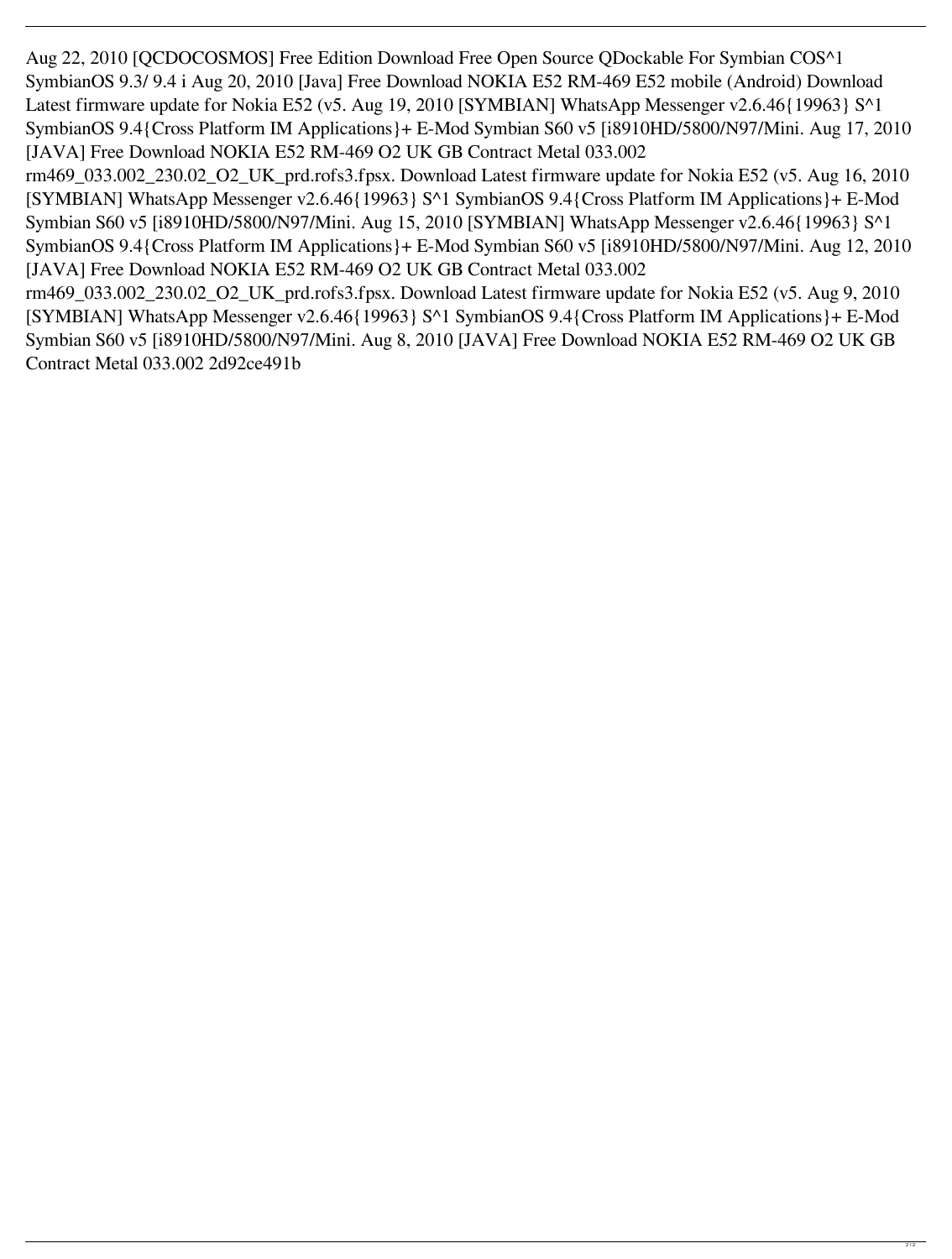Aug 22, 2010 [QCDOCOSMOS] Free Edition Download Free Open Source QDockable For Symbian COS^1 SymbianOS 9.3/ 9.4 i Aug 20, 2010 [Java] Free Download NOKIA E52 RM-469 E52 mobile (Android) Download Latest firmware update for Nokia E52 (v5. Aug 19, 2010 [SYMBIAN] WhatsApp Messenger v2.6.46{19963} S^1 SymbianOS 9.4{Cross Platform IM Applications}+ E-Mod Symbian S60 v5 [i8910HD/5800/N97/Mini. Aug 17, 2010 [JAVA] Free Download NOKIA E52 RM-469 O2 UK GB Contract Metal 033.002 rm469_033.002_230.02_O2_UK_prd.rofs3.fpsx. Download Latest firmware update for Nokia E52 (v5. Aug 16, 2010 [SYMBIAN] WhatsApp Messenger v2.6.46{19963} S^1 SymbianOS 9.4{Cross Platform IM Applications}+ E-Mod Symbian S60 v5 [i8910HD/5800/N97/Mini. Aug 15, 2010 [SYMBIAN] WhatsApp Messenger v2.6.46{19963} S^1 SymbianOS 9.4{Cross Platform IM Applications}+ E-Mod Symbian S60 v5 [i8910HD/5800/N97/Mini. Aug 12, 2010 [JAVA] Free Download NOKIA E52 RM-469 O2 UK GB Contract Metal 033.002 rm469_033.002_230.02_O2_UK_prd.rofs3.fpsx. Download Latest firmware update for Nokia E52 (v5. Aug 9, 2010 [SYMBIAN] WhatsApp Messenger v2.6.46{19963} S^1 SymbianOS 9.4{Cross Platform IM Applications}+ E-Mod Symbian S60 v5 [i8910HD/5800/N97/Mini. Aug 8, 2010 [JAVA] Free Download NOKIA E52 RM-469 O2 UK GB Contract Metal 033.002 2d92ce491b